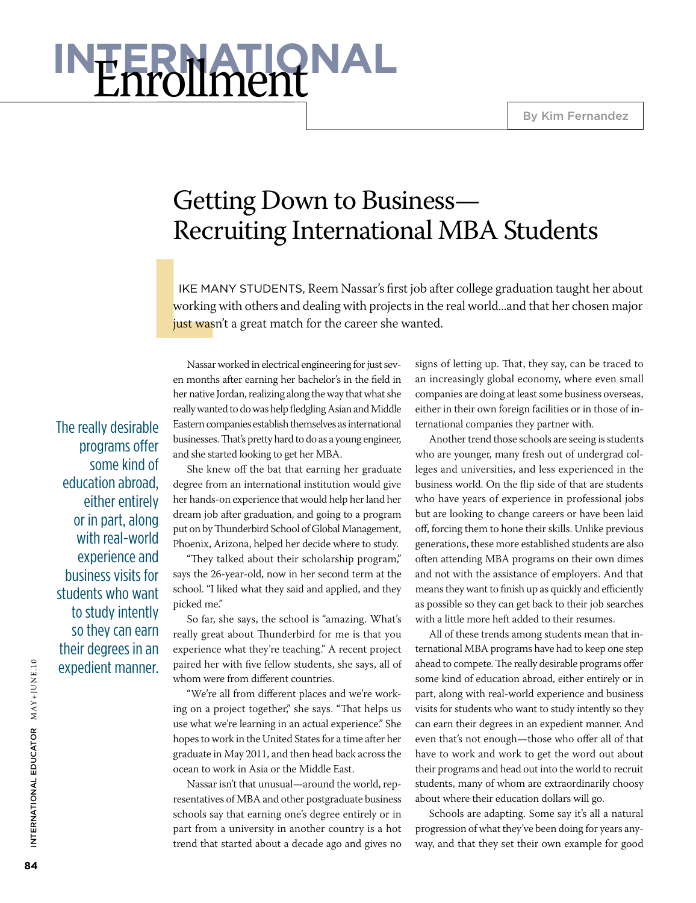# INTERNATIONAL Enrollment

By Kim Fernandez

## Getting Down to Business—Recruiting International MBA Students

LIKE MANY STUDENTS, Reem Nassar's first job after college graduation taught her about working with others and dealing with projects in the real world...and that her chosen major just wasn't a great match for the career she wanted.

Nassar worked in electrical engineering for just seven months after earning her bachelor's in the field in her native Jordan, realizing along the way that what she really wanted to do was help fledgling Asian and Middle Eastern companies establish themselves as international businesses. That's pretty hard to do as a young engineer, and she started looking to get her MBA.

She knew off the bat that earning her graduate degree from an international institution would give her hands-on experience that would help her land her dream job after graduation, and going to a program put on by Thunderbird School of Global Management, Phoenix, Arizona, helped her decide where to study.

"They talked about their scholarship program," says the 26-year-old, now in her second term at the school. "I liked what they said and applied, and they picked me."

So far, she says, the school is "amazing. What's really great about Thunderbird for me is that you experience what they're teaching." A recent project paired her with five fellow students, she says, all of whom were from different countries.

"We're all from different places and we're working on a project together," she says. "That helps us use what we're learning in an actual experience." She hopes to work in the United States for a time after her graduate in May 2011, and then head back across the ocean to work in Asia or the Middle East.

Nassar isn't that unusual—around the world, representatives of MBA and other postgraduate business schools say that earning one's degree entirely or in part from a university in another country is a hot trend that started about a decade ago and gives no signs of letting up. That, they say, can be traced to an increasingly global economy, where even small companies are doing at least some business overseas, either in their own foreign facilities or in those of international companies they partner with.

Another trend those schools are seeing is students who are younger, many fresh out of undergrad colleges and universities, and less experienced in the business world. On the flip side of that are students who have years of experience in professional jobs but are looking to change careers or have been laid off, forcing them to hone their skills. Unlike previous generations, these more established students are also often attending MBA programs on their own dimes and not with the assistance of employers. And that means they want to finish up as quickly and efficiently as possible so they can get back to their job searches with a little more heft added to their resumes.

All of these trends among students mean that international MBA programs have had to keep one step ahead to compete. The really desirable programs offer some kind of education abroad, either entirely or in part, along with real-world experience and business visits for students who want to study intently so they can earn their degrees in an expedient manner. And even that's not enough—those who offer all of that have to work and work to get the word out about their programs and head out into the world to recruit students, many of whom are extraordinarily choosy about where their education dollars will go.

> The really desirable programs offer some kind of education abroad, either entirely or in part, along with real-world experience and business visits for students who want to study intently so they can earn their degrees in an expedient manner.

Schools are adapting. Some say it's all a natural progression of what they've been doing for years anyway, and that they set their own example for good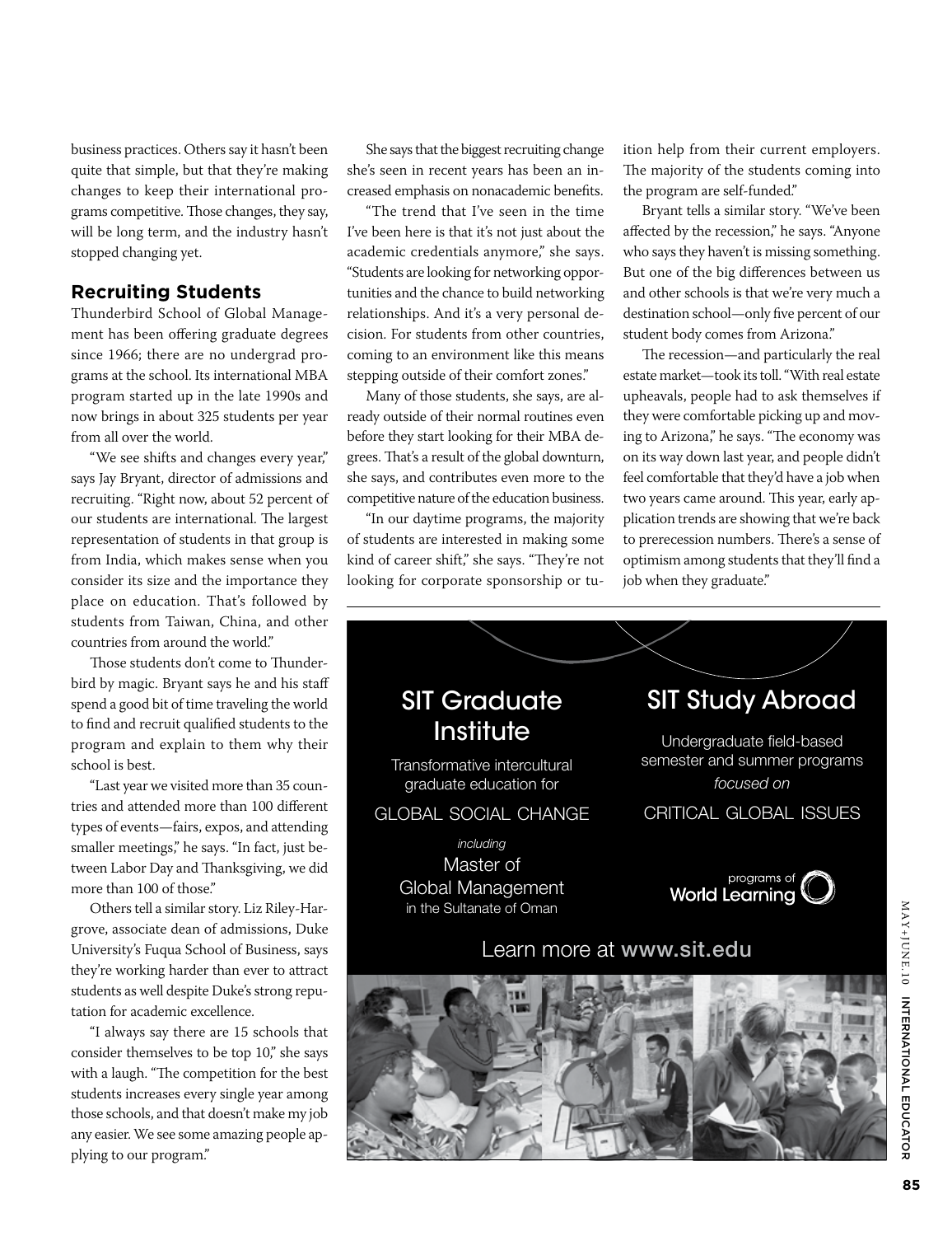business practices. Others say it hasn't been quite that simple, but that they're making changes to keep their international programs competitive. Those changes, they say, will be long term, and the industry hasn't stopped changing yet.

## Recruiting Students

Thunderbird School of Global Management has been offering graduate degrees since 1966; there are no undergrad programs at the school. Its international MBA program started up in the late 1990s and now brings in about 325 students per year from all over the world.

"We see shifts and changes every year," says Jay Bryant, director of admissions and recruiting. "Right now, about 52 percent of our students are international. The largest representation of students in that group is from India, which makes sense when you consider its size and the importance they place on education. That's followed by students from Taiwan, China, and other countries from around the world."

Those students don't come to Thunderbird by magic. Bryant says he and his staff spend a good bit of time traveling the world to find and recruit qualified students to the program and explain to them why their school is best.

"Last year we visited more than 35 countries and attended more than 100 different types of events—fairs, expos, and attending smaller meetings," he says. "In fact, just between Labor Day and Thanksgiving, we did more than 100 of those."

Others tell a similar story. Liz Riley-Hargrove, associate dean of admissions, Duke University's Fuqua School of Business, says they're working harder than ever to attract students as well despite Duke's strong reputation for academic excellence.

"I always say there are 15 schools that consider themselves to be top 10," she says with a laugh. "The competition for the best students increases every single year among those schools, and that doesn't make my job any easier. We see some amazing people applying to our program."

She says that the biggest recruiting change she's seen in recent years has been an increased emphasis on nonacademic benefits.

"The trend that I've seen in the time I've been here is that it's not just about the academic credentials anymore," she says. "Students are looking for networking opportunities and the chance to build networking relationships. And it's a very personal decision. For students from other countries, coming to an environment like this means stepping outside of their comfort zones."

Many of those students, she says, are already outside of their normal routines even before they start looking for their MBA degrees. That's a result of the global downturn, she says, and contributes even more to the competitive nature of the education business.

"In our daytime programs, the majority of students are interested in making some kind of career shift," she says. "They're not looking for corporate sponsorship or tuition help from their current employers. The majority of the students coming into the program are self-funded."

Bryant tells a similar story. "We've been affected by the recession," he says. "Anyone who says they haven't is missing something. But one of the big differences between us and other schools is that we're very much a destination school—only five percent of our student body comes from Arizona."

The recession—and particularly the real estate market—took its toll. "With real estate upheavals, people had to ask themselves if they were comfortable picking up and moving to Arizona," he says. "The economy was on its way down last year, and people didn't feel comfortable that they'd have a job when two years came around. This year, early application trends are showing that we're back to prerecession numbers. There's a sense of optimism among students that they'll find a job when they graduate."

SIT Graduate Institute

Transformative intercultural graduate education for

GLOBAL SOCIAL CHANGE

*including*

Master of Global Management in the Sultanate of Oman

SIT Study Abroad

Undergraduate field-based semester and summer programs *focused on*

CRITICAL GLOBAL ISSUES

programs of World Learning

Learn more at **www.sit.edu**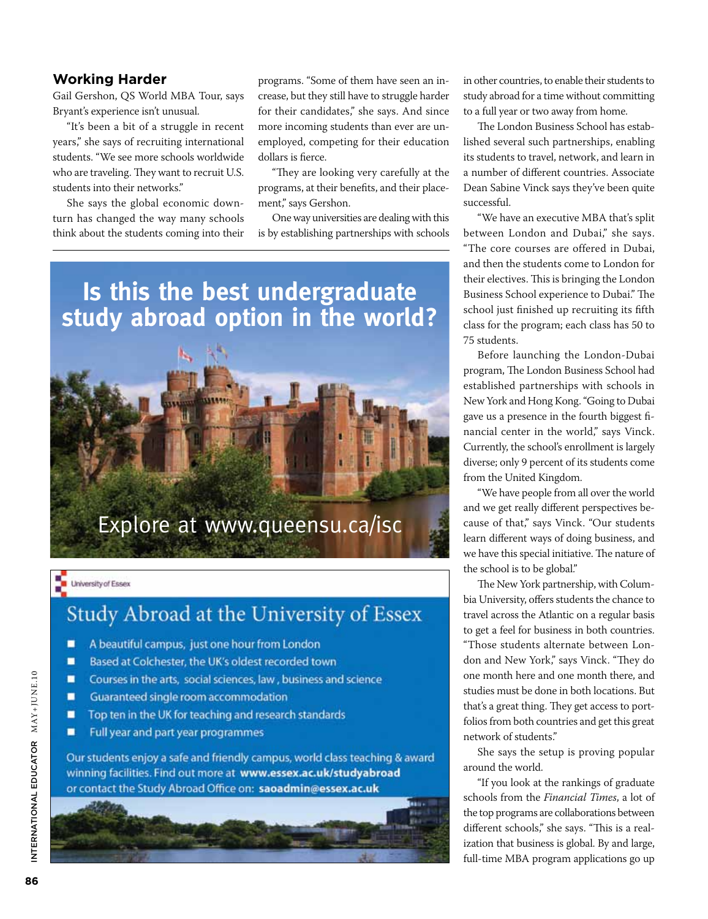## Working Harder

Gail Gershon, QS World MBA Tour, says Bryant's experience isn't unusual.

"It's been a bit of a struggle in recent years," she says of recruiting international students. "We see more schools worldwide who are traveling. They want to recruit U.S. students into their networks."

She says the global economic downturn has changed the way many schools think about the students coming into their programs. "Some of them have seen an increase, but they still have to struggle harder for their candidates," she says. And since more incoming students than ever are unemployed, competing for their education dollars is fierce.

"They are looking very carefully at the programs, at their benefits, and their placement," says Gershon.

One way universities are dealing with this is by establishing partnerships with schools in other countries, to enable their students to study abroad for a time without committing to a full year or two away from home.

The London Business School has established several such partnerships, enabling its students to travel, network, and learn in a number of different countries. Associate Dean Sabine Vinck says they've been quite successful.

"We have an executive MBA that's split between London and Dubai," she says. "The core courses are offered in Dubai, and then the students come to London for their electives. This is bringing the London Business School experience to Dubai." The school just finished up recruiting its fifth class for the program; each class has 50 to 75 students.

Before launching the London-Dubai program, The London Business School had established partnerships with schools in New York and Hong Kong. "Going to Dubai gave us a presence in the fourth biggest financial center in the world," says Vinck. Currently, the school's enrollment is largely diverse; only 9 percent of its students come from the United Kingdom.

"We have people from all over the world and we get really different perspectives because of that," says Vinck. "Our students learn different ways of doing business, and we have this special initiative. The nature of the school is to be global."

The New York partnership, with Columbia University, offers students the chance to travel across the Atlantic on a regular basis to get a feel for business in both countries. "Those students alternate between London and New York," says Vinck. "They do one month here and one month there, and studies must be done in both locations. But that's a great thing. They get access to portfolios from both countries and get this great network of students."

She says the setup is proving popular around the world.

"If you look at the rankings of graduate schools from the *Financial Times*, a lot of the top programs are collaborations between different schools," she says. "This is a realization that business is global. By and large, full-time MBA program applications go up

**Is this the best undergraduate study abroad option in the world?**

Explore at www.queensu.ca/isc

University of Essex

**Study Abroad at the University of Essex**

- A beautiful campus, just one hour from London
- Based at Colchester, the UK's oldest recorded town
- Courses in the arts, social sciences, law, business and science
- Guaranteed single room accommodation
- Top ten in the UK for teaching and research standards
- Full year and part year programmes

Our students enjoy a safe and friendly campus, world class teaching & award winning facilities. Find out more at **www.essex.ac.uk/studyabroad** or contact the Study Abroad Office on: **saoadmin@essex.ac.uk**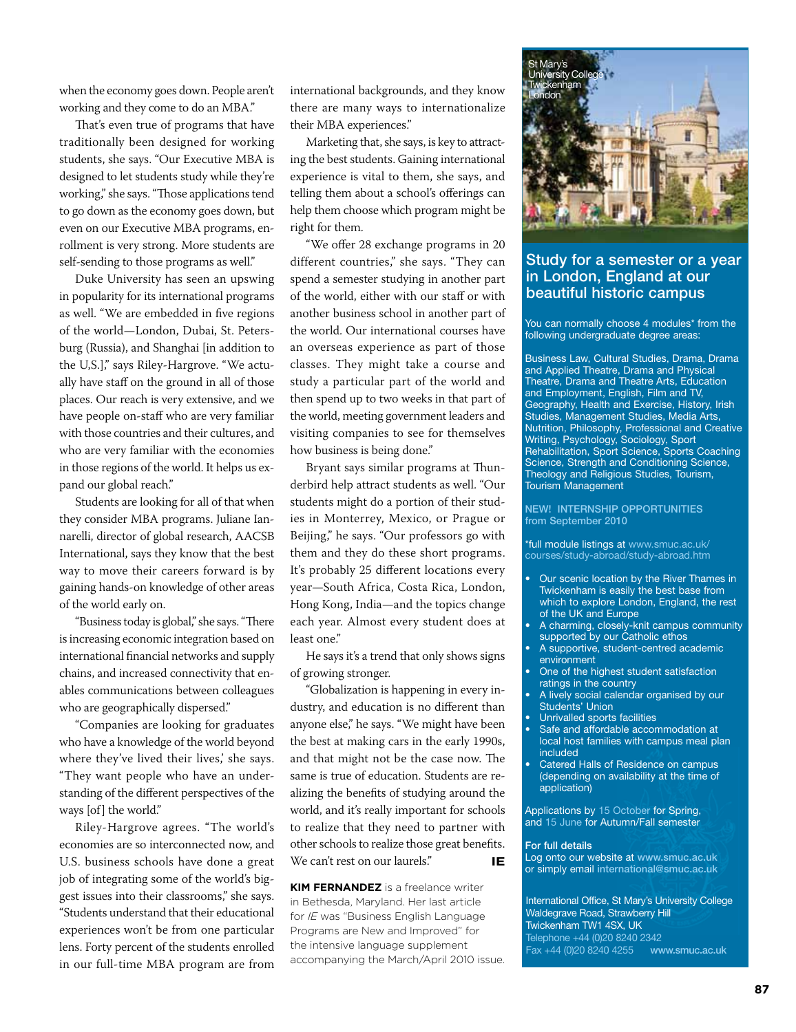when the economy goes down. People aren't working and they come to do an MBA."

That's even true of programs that have traditionally been designed for working students, she says. "Our Executive MBA is designed to let students study while they're working," she says. "Those applications tend to go down as the economy goes down, but even on our Executive MBA programs, enrollment is very strong. More students are self-sending to those programs as well."

Duke University has seen an upswing in popularity for its international programs as well. "We are embedded in five regions of the world—London, Dubai, St. Petersburg (Russia), and Shanghai [in addition to the U,S.]," says Riley-Hargrove. "We actually have staff on the ground in all of those places. Our reach is very extensive, and we have people on-staff who are very familiar with those countries and their cultures, and who are very familiar with the economies in those regions of the world. It helps us expand our global reach."

Students are looking for all of that when they consider MBA programs. Juliane Iannarelli, director of global research, AACSB International, says they know that the best way to move their careers forward is by gaining hands-on knowledge of other areas of the world early on.

"Business today is global," she says. "There is increasing economic integration based on international financial networks and supply chains, and increased connectivity that enables communications between colleagues who are geographically dispersed."

"Companies are looking for graduates who have a knowledge of the world beyond where they've lived their lives,' she says. "They want people who have an understanding of the different perspectives of the ways [of] the world."

Riley-Hargrove agrees. "The world's economies are so interconnected now, and U.S. business schools have done a great job of integrating some of the world's biggest issues into their classrooms," she says. "Students understand that their educational experiences won't be from one particular lens. Forty percent of the students enrolled in our full-time MBA program are from international backgrounds, and they know there are many ways to internationalize their MBA experiences."

Marketing that, she says, is key to attracting the best students. Gaining international experience is vital to them, she says, and telling them about a school's offerings can help them choose which program might be right for them.

"We offer 28 exchange programs in 20 different countries," she says. "They can spend a semester studying in another part of the world, either with our staff or with another business school in another part of the world. Our international courses have an overseas experience as part of those classes. They might take a course and study a particular part of the world and then spend up to two weeks in that part of the world, meeting government leaders and visiting companies to see for themselves how business is being done."

Bryant says similar programs at Thunderbird help attract students as well. "Our students might do a portion of their studies in Monterrey, Mexico, or Prague or Beijing," he says. "Our professors go with them and they do these short programs. It's probably 25 different locations every year—South Africa, Costa Rica, London, Hong Kong, India—and the topics change each year. Almost every student does at least one."

He says it's a trend that only shows signs of growing stronger.

"Globalization is happening in every industry, and education is no different than anyone else," he says. "We might have been the best at making cars in the early 1990s, and that might not be the case now. The same is true of education. Students are realizing the benefits of studying around the world, and it's really important for schools to realize that they need to partner with other schools to realize those great benefits. We can't rest on our laurels." **IE**

**KIM FERNANDEZ** is a freelance writer in Bethesda, Maryland. Her last article for *IE* was "Business English Language Programs are New and Improved" for the intensive language supplement accompanying the March/April 2010 issue.

St Mary's University College Twickenham London

## Study for a semester or a year in London, England at our beautiful historic campus

You can normally choose 4 modules* from the following undergraduate degree areas:

Business Law, Cultural Studies, Drama, Drama and Applied Theatre, Drama and Physical Theatre, Drama and Theatre Arts, Education and Employment, English, Film and TV, Geography, Health and Exercise, History, Irish Studies, Management Studies, Media Arts, Nutrition, Philosophy, Professional and Creative Writing, Psychology, Sociology, Sport Rehabilitation, Sport Science, Sports Coaching Science, Strength and Conditioning Science, Theology and Religious Studies, Tourism, Tourism Management

**NEW! INTERNSHIP OPPORTUNITIES from September 2010**

*full module listings at www.smuc.ac.uk/courses/study-abroad/study-abroad.htm

- Our scenic location by the River Thames in Twickenham is easily the best base from which to explore London, England, the rest of the UK and Europe
- A charming, closely-knit campus community supported by our Catholic ethos
- A supportive, student-centred academic environment
- One of the highest student satisfaction ratings in the country
- A lively social calendar organised by our Students' Union
- Unrivalled sports facilities
- Safe and affordable accommodation at local host families with campus meal plan included
- Catered Halls of Residence on campus (depending on availability at the time of application)

Applications by 15 October for Spring, and 15 June for Autumn/Fall semester

**For full details**
Log onto our website at **www.smuc.ac.uk** or simply email **international@smuc.ac.uk**

International Office, St Mary's University College
Waldegrave Road, Strawberry Hill
Twickenham TW1 4SX, UK
Telephone +44 (0)20 8240 2342
Fax +44 (0)20 8240 4255 **www.smuc.ac.uk**